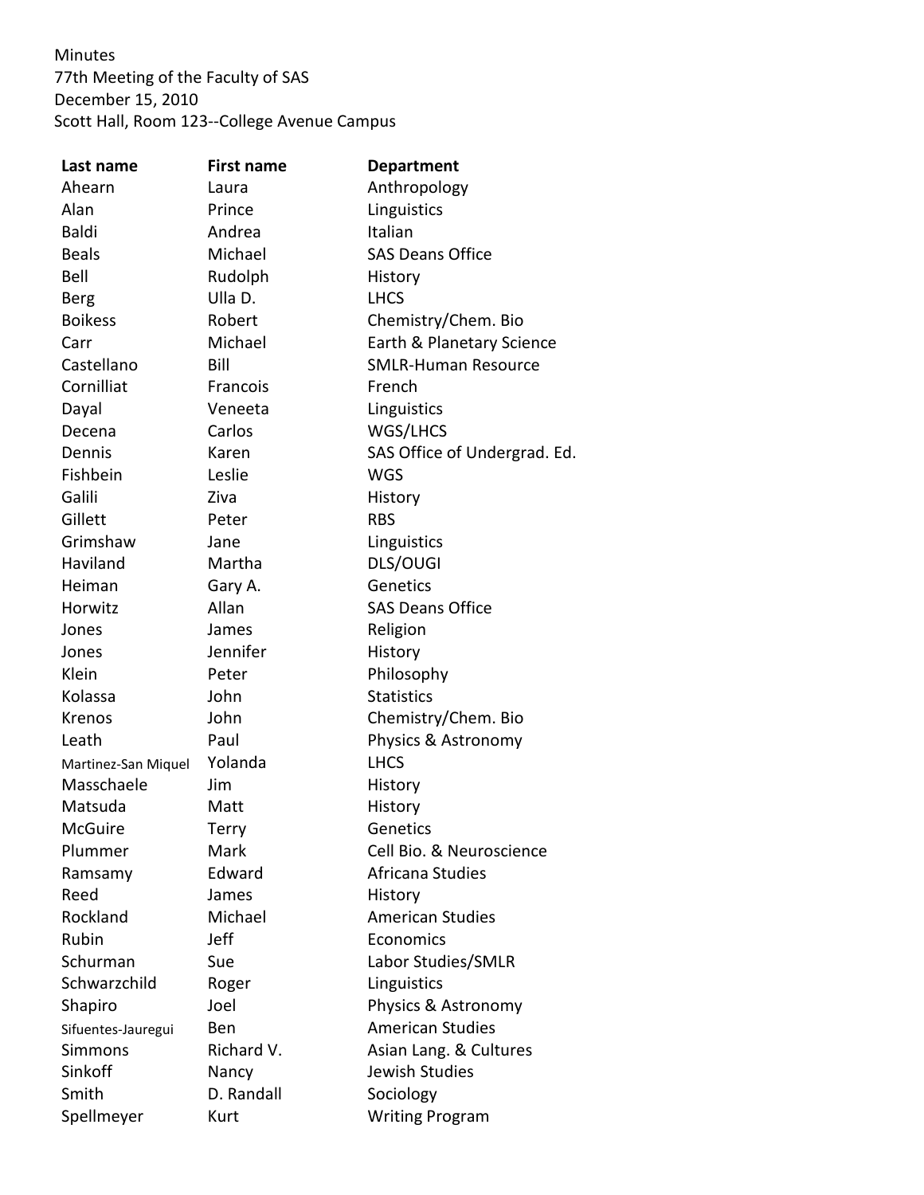Minutes
77th Meeting of the Faculty of SAS
December 15, 2010
Scott Hall, Room 123--College Avenue Campus

| Last name | First name | Department |
|---|---|---|
| Ahearn | Laura | Anthropology |
| Alan | Prince | Linguistics |
| Baldi | Andrea | Italian |
| Beals | Michael | SAS Deans Office |
| Bell | Rudolph | History |
| Berg | Ulla D. | LHCS |
| Boikess | Robert | Chemistry/Chem. Bio |
| Carr | Michael | Earth & Planetary Science |
| Castellano | Bill | SMLR-Human Resource |
| Cornilliat | Francois | French |
| Dayal | Veneeta | Linguistics |
| Decena | Carlos | WGS/LHCS |
| Dennis | Karen | SAS Office of Undergrad. Ed. |
| Fishbein | Leslie | WGS |
| Galili | Ziva | History |
| Gillett | Peter | RBS |
| Grimshaw | Jane | Linguistics |
| Haviland | Martha | DLS/OUGI |
| Heiman | Gary A. | Genetics |
| Horwitz | Allan | SAS Deans Office |
| Jones | James | Religion |
| Jones | Jennifer | History |
| Klein | Peter | Philosophy |
| Kolassa | John | Statistics |
| Krenos | John | Chemistry/Chem. Bio |
| Leath | Paul | Physics & Astronomy |
| Martinez-San Miquel | Yolanda | LHCS |
| Masschaele | Jim | History |
| Matsuda | Matt | History |
| McGuire | Terry | Genetics |
| Plummer | Mark | Cell Bio. & Neuroscience |
| Ramsamy | Edward | Africana Studies |
| Reed | James | History |
| Rockland | Michael | American Studies |
| Rubin | Jeff | Economics |
| Schurman | Sue | Labor Studies/SMLR |
| Schwarzchild | Roger | Linguistics |
| Shapiro | Joel | Physics & Astronomy |
| Sifuentes-Jauregui | Ben | American Studies |
| Simmons | Richard V. | Asian Lang. & Cultures |
| Sinkoff | Nancy | Jewish Studies |
| Smith | D. Randall | Sociology |
| Spellmeyer | Kurt | Writing Program |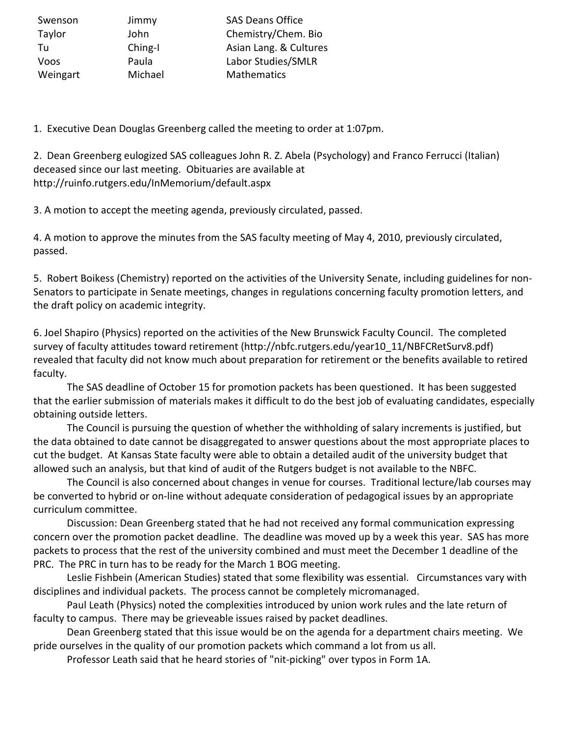| | | |
|---|---|---|
| Swenson | Jimmy | SAS Deans Office |
| Taylor | John | Chemistry/Chem. Bio |
| Tu | Ching-I | Asian Lang. & Cultures |
| Voos | Paula | Labor Studies/SMLR |
| Weingart | Michael | Mathematics |

1. Executive Dean Douglas Greenberg called the meeting to order at 1:07pm.

2. Dean Greenberg eulogized SAS colleagues John R. Z. Abela (Psychology) and Franco Ferrucci (Italian) deceased since our last meeting. Obituaries are available at http://ruinfo.rutgers.edu/InMemorium/default.aspx

3. A motion to accept the meeting agenda, previously circulated, passed.

4. A motion to approve the minutes from the SAS faculty meeting of May 4, 2010, previously circulated, passed.

5. Robert Boikess (Chemistry) reported on the activities of the University Senate, including guidelines for non-Senators to participate in Senate meetings, changes in regulations concerning faculty promotion letters, and the draft policy on academic integrity.

6. Joel Shapiro (Physics) reported on the activities of the New Brunswick Faculty Council. The completed survey of faculty attitudes toward retirement (http://nbfc.rutgers.edu/year10_11/NBFCRetSurv8.pdf) revealed that faculty did not know much about preparation for retirement or the benefits available to retired faculty.

The SAS deadline of October 15 for promotion packets has been questioned. It has been suggested that the earlier submission of materials makes it difficult to do the best job of evaluating candidates, especially obtaining outside letters.

The Council is pursuing the question of whether the withholding of salary increments is justified, but the data obtained to date cannot be disaggregated to answer questions about the most appropriate places to cut the budget. At Kansas State faculty were able to obtain a detailed audit of the university budget that allowed such an analysis, but that kind of audit of the Rutgers budget is not available to the NBFC.

The Council is also concerned about changes in venue for courses. Traditional lecture/lab courses may be converted to hybrid or on-line without adequate consideration of pedagogical issues by an appropriate curriculum committee.

Discussion: Dean Greenberg stated that he had not received any formal communication expressing concern over the promotion packet deadline. The deadline was moved up by a week this year. SAS has more packets to process that the rest of the university combined and must meet the December 1 deadline of the PRC. The PRC in turn has to be ready for the March 1 BOG meeting.

Leslie Fishbein (American Studies) stated that some flexibility was essential. Circumstances vary with disciplines and individual packets. The process cannot be completely micromanaged.

Paul Leath (Physics) noted the complexities introduced by union work rules and the late return of faculty to campus. There may be grieveable issues raised by packet deadlines.

Dean Greenberg stated that this issue would be on the agenda for a department chairs meeting. We pride ourselves in the quality of our promotion packets which command a lot from us all.

Professor Leath said that he heard stories of "nit-picking" over typos in Form 1A.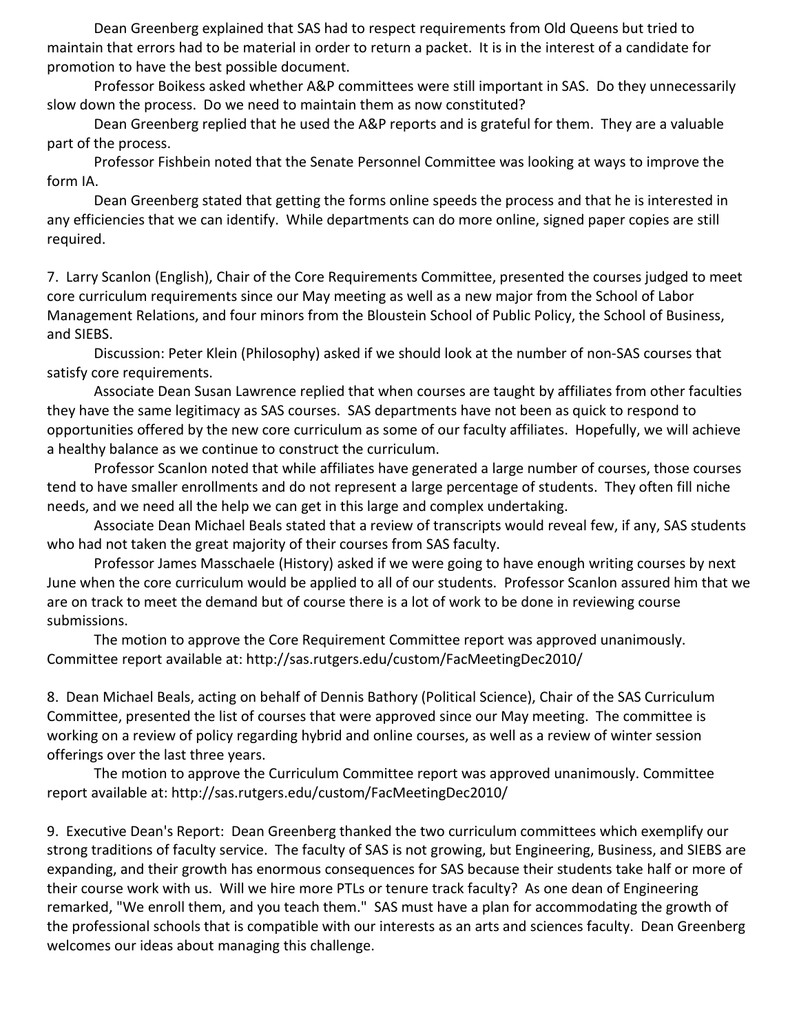Dean Greenberg explained that SAS had to respect requirements from Old Queens but tried to maintain that errors had to be material in order to return a packet. It is in the interest of a candidate for promotion to have the best possible document.

Professor Boikess asked whether A&P committees were still important in SAS. Do they unnecessarily slow down the process. Do we need to maintain them as now constituted?

Dean Greenberg replied that he used the A&P reports and is grateful for them. They are a valuable part of the process.

Professor Fishbein noted that the Senate Personnel Committee was looking at ways to improve the form IA.

Dean Greenberg stated that getting the forms online speeds the process and that he is interested in any efficiencies that we can identify. While departments can do more online, signed paper copies are still required.

7. Larry Scanlon (English), Chair of the Core Requirements Committee, presented the courses judged to meet core curriculum requirements since our May meeting as well as a new major from the School of Labor Management Relations, and four minors from the Bloustein School of Public Policy, the School of Business, and SIEBS.

Discussion: Peter Klein (Philosophy) asked if we should look at the number of non-SAS courses that satisfy core requirements.

Associate Dean Susan Lawrence replied that when courses are taught by affiliates from other faculties they have the same legitimacy as SAS courses. SAS departments have not been as quick to respond to opportunities offered by the new core curriculum as some of our faculty affiliates. Hopefully, we will achieve a healthy balance as we continue to construct the curriculum.

Professor Scanlon noted that while affiliates have generated a large number of courses, those courses tend to have smaller enrollments and do not represent a large percentage of students. They often fill niche needs, and we need all the help we can get in this large and complex undertaking.

Associate Dean Michael Beals stated that a review of transcripts would reveal few, if any, SAS students who had not taken the great majority of their courses from SAS faculty.

Professor James Masschaele (History) asked if we were going to have enough writing courses by next June when the core curriculum would be applied to all of our students. Professor Scanlon assured him that we are on track to meet the demand but of course there is a lot of work to be done in reviewing course submissions.

The motion to approve the Core Requirement Committee report was approved unanimously. Committee report available at: http://sas.rutgers.edu/custom/FacMeetingDec2010/

8. Dean Michael Beals, acting on behalf of Dennis Bathory (Political Science), Chair of the SAS Curriculum Committee, presented the list of courses that were approved since our May meeting. The committee is working on a review of policy regarding hybrid and online courses, as well as a review of winter session offerings over the last three years.

The motion to approve the Curriculum Committee report was approved unanimously. Committee report available at: http://sas.rutgers.edu/custom/FacMeetingDec2010/

9. Executive Dean's Report: Dean Greenberg thanked the two curriculum committees which exemplify our strong traditions of faculty service. The faculty of SAS is not growing, but Engineering, Business, and SIEBS are expanding, and their growth has enormous consequences for SAS because their students take half or more of their course work with us. Will we hire more PTLs or tenure track faculty? As one dean of Engineering remarked, "We enroll them, and you teach them." SAS must have a plan for accommodating the growth of the professional schools that is compatible with our interests as an arts and sciences faculty. Dean Greenberg welcomes our ideas about managing this challenge.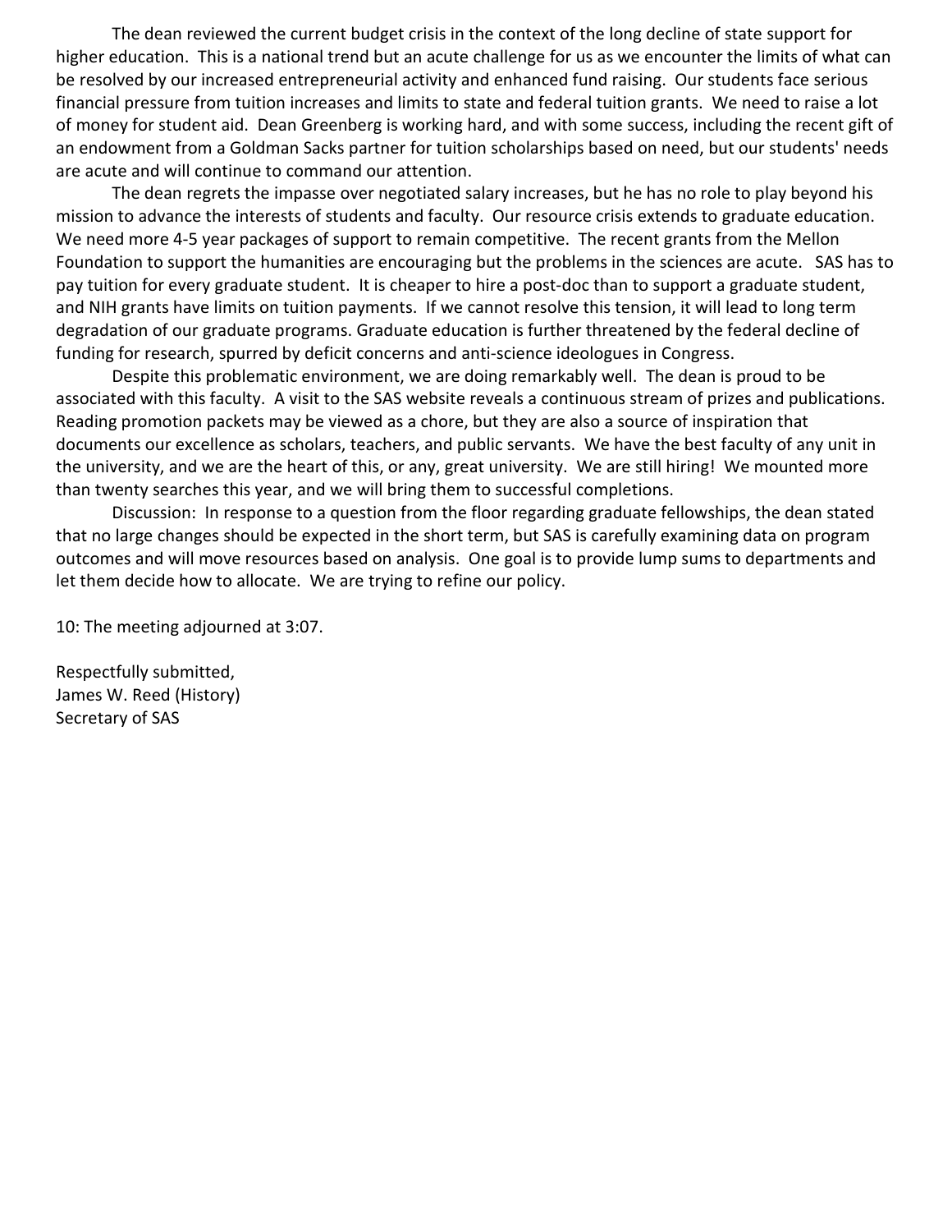The dean reviewed the current budget crisis in the context of the long decline of state support for higher education. This is a national trend but an acute challenge for us as we encounter the limits of what can be resolved by our increased entrepreneurial activity and enhanced fund raising. Our students face serious financial pressure from tuition increases and limits to state and federal tuition grants. We need to raise a lot of money for student aid. Dean Greenberg is working hard, and with some success, including the recent gift of an endowment from a Goldman Sacks partner for tuition scholarships based on need, but our students' needs are acute and will continue to command our attention.

The dean regrets the impasse over negotiated salary increases, but he has no role to play beyond his mission to advance the interests of students and faculty. Our resource crisis extends to graduate education. We need more 4-5 year packages of support to remain competitive. The recent grants from the Mellon Foundation to support the humanities are encouraging but the problems in the sciences are acute. SAS has to pay tuition for every graduate student. It is cheaper to hire a post-doc than to support a graduate student, and NIH grants have limits on tuition payments. If we cannot resolve this tension, it will lead to long term degradation of our graduate programs. Graduate education is further threatened by the federal decline of funding for research, spurred by deficit concerns and anti-science ideologues in Congress.

Despite this problematic environment, we are doing remarkably well. The dean is proud to be associated with this faculty. A visit to the SAS website reveals a continuous stream of prizes and publications. Reading promotion packets may be viewed as a chore, but they are also a source of inspiration that documents our excellence as scholars, teachers, and public servants. We have the best faculty of any unit in the university, and we are the heart of this, or any, great university. We are still hiring! We mounted more than twenty searches this year, and we will bring them to successful completions.

Discussion: In response to a question from the floor regarding graduate fellowships, the dean stated that no large changes should be expected in the short term, but SAS is carefully examining data on program outcomes and will move resources based on analysis. One goal is to provide lump sums to departments and let them decide how to allocate. We are trying to refine our policy.

10: The meeting adjourned at 3:07.

Respectfully submitted,
James W. Reed (History)
Secretary of SAS